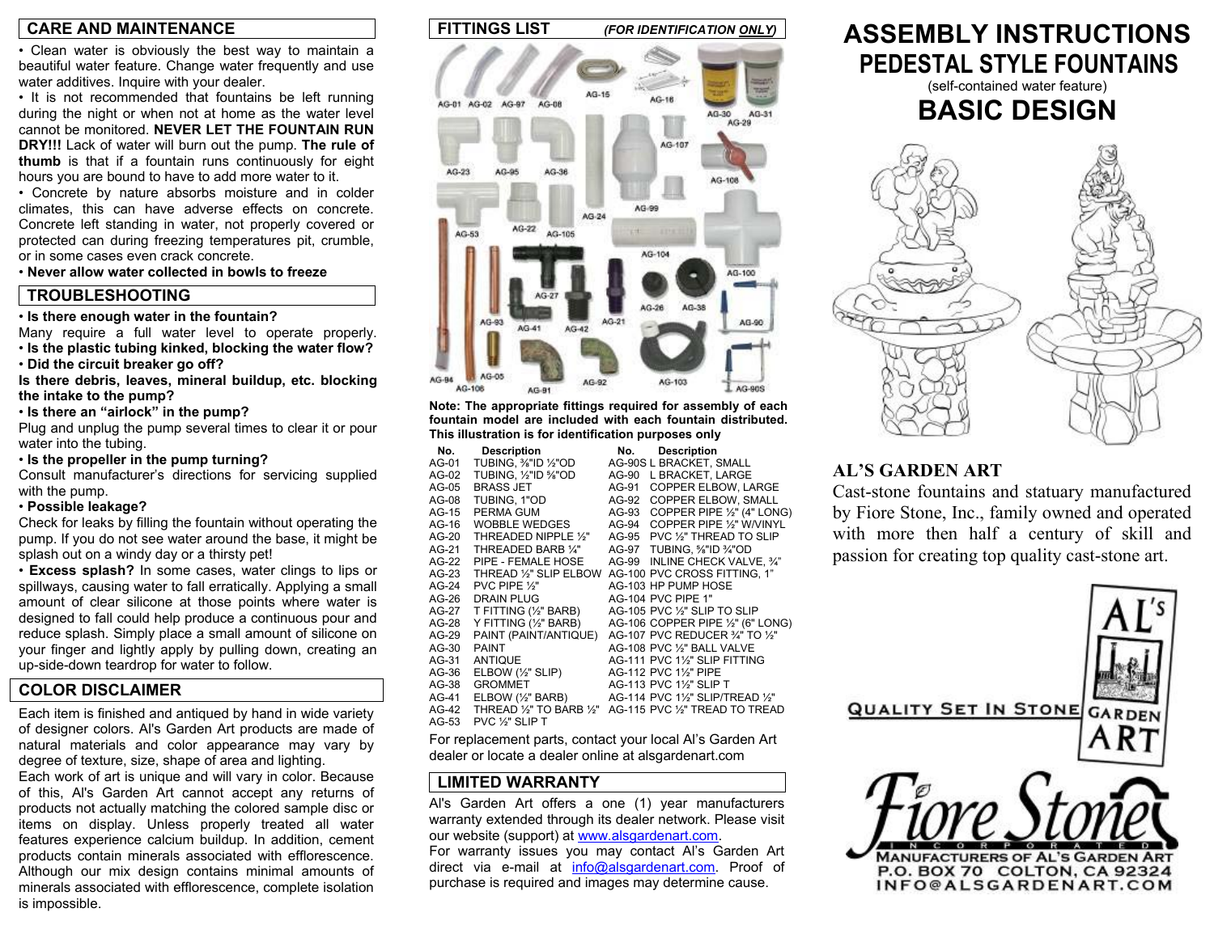## CARE AND MAINTENANCE

• Clean water is obviously the best way to maintain a beautiful water feature. Change water frequently and use water additives. Inquire with your dealer.

• It is not recommended that fountains be left running during the night or when not at home as the water level cannot be monitored. **NEVER LET THE FOUNTAIN RUN DRY!!!** Lack of water will burn out the pump. **The rule of thumb** is that if a fountain runs continuously for eight hours you are bound to have to add more water to it.

• Concrete by nature absorbs moisture and in colder climates, this can have adverse effects on concrete. Concrete left standing in water, not properly covered or protected can during freezing temperatures pit, crumble, or in some cases even crack concrete.

• **Never allow water collected in bowls to freeze**

## TROUBLESHOOTING

• **Is there enough water in the fountain?**
Many require a full water level to operate properly.

• **Is the plastic tubing kinked, blocking the water flow?**

• **Did the circuit breaker go off?**

**Is there debris, leaves, mineral buildup, etc. blocking the intake to the pump?**

• **Is there an "airlock" in the pump?**
Plug and unplug the pump several times to clear it or pour water into the tubing.

• **Is the propeller in the pump turning?**
Consult manufacturer's directions for servicing supplied with the pump.

• **Possible leakage?**
Check for leaks by filling the fountain without operating the pump. If you do not see water around the base, it might be splash out on a windy day or a thirsty pet!

• **Excess splash?** In some cases, water clings to lips or spillways, causing water to fall erratically. Applying a small amount of clear silicone at those points where water is designed to fall could help produce a continuous pour and reduce splash. Simply place a small amount of silicone on your finger and lightly apply by pulling down, creating an up-side-down teardrop for water to follow.

## COLOR DISCLAIMER

Each item is finished and antiqued by hand in wide variety of designer colors. Al's Garden Art products are made of natural materials and color appearance may vary by degree of texture, size, shape of area and lighting.

Each work of art is unique and will vary in color. Because of this, Al's Garden Art cannot accept any returns of products not actually matching the colored sample disc or items on display. Unless properly treated all water features experience calcium buildup. In addition, cement products contain minerals associated with efflorescence. Although our mix design contains minimal amounts of minerals associated with efflorescence, complete isolation is impossible.

## FITTINGS LIST *(FOR IDENTIFICATION ONLY)*

**Note: The appropriate fittings required for assembly of each fountain model are included with each fountain distributed. This illustration is for identification purposes only**

| No. | Description | No. | Description |
|---|---|---|---|
| AG-01 | TUBING, ⅜"ID ½"OD | AG-90S | L BRACKET, SMALL |
| AG-02 | TUBING, ½"ID ⅝"OD | AG-90 | L BRACKET, LARGE |
| AG-05 | BRASS JET | AG-91 | COPPER ELBOW, LARGE |
| AG-08 | TUBING, 1"OD | AG-92 | COPPER ELBOW, SMALL |
| AG-15 | PERMA GUM | AG-93 | COPPER PIPE ½" (4" LONG) |
| AG-16 | WOBBLE WEDGES | AG-94 | COPPER PIPE ½" W/VINYL |
| AG-20 | THREADED NIPPLE ½" | AG-95 | PVC ½" THREAD TO SLIP |
| AG-21 | THREADED BARB ¼" | AG-97 | TUBING, ⅝"ID ¾"OD |
| AG-22 | PIPE - FEMALE HOSE | AG-99 | INLINE CHECK VALVE, ¾" |
| AG-23 | THREAD ½" SLIP ELBOW | AG-100 | PVC CROSS FITTING, 1" |
| AG-24 | PVC PIPE ½" | AG-103 | HP PUMP HOSE |
| AG-26 | DRAIN PLUG | AG-104 | PVC PIPE 1" |
| AG-27 | T FITTING (½" BARB) | AG-105 | PVC ½" SLIP TO SLIP |
| AG-28 | Y FITTING (½" BARB) | AG-106 | COPPER PIPE ½" (6" LONG) |
| AG-29 | PAINT (PAINT/ANTIQUE) | AG-107 | PVC REDUCER ¾" TO ½" |
| AG-30 | PAINT | AG-108 | PVC ½" BALL VALVE |
| AG-31 | ANTIQUE | AG-111 | PVC 1½" SLIP FITTING |
| AG-36 | ELBOW (½" SLIP) | AG-112 | PVC 1½" PIPE |
| AG-38 | GROMMET | AG-113 | PVC 1½" SLIP T |
| AG-41 | ELBOW (½" BARB) | AG-114 | PVC 1½" SLIP/TREAD ½" |
| AG-42 | THREAD ½" TO BARB ½" | AG-115 | PVC ½" TREAD TO TREAD |
| AG-53 | PVC ½" SLIP T | | |

For replacement parts, contact your local Al's Garden Art dealer or locate a dealer online at alsgardenart.com

## LIMITED WARRANTY

Al's Garden Art offers a one (1) year manufacturers warranty extended through its dealer network. Please visit our website (support) at www.alsgardenart.com.

For warranty issues you may contact Al's Garden Art direct via e-mail at info@alsgardenart.com. Proof of purchase is required and images may determine cause.

# ASSEMBLY INSTRUCTIONS
## PEDESTAL STYLE FOUNTAINS
(self-contained water feature)
## BASIC DESIGN

### AL'S GARDEN ART

Cast-stone fountains and statuary manufactured by Fiore Stone, Inc., family owned and operated with more then half a century of skill and passion for creating top quality cast-stone art.

QUALITY SET IN STONE — AL'S GARDEN ART

Fiore Stone INCORPORATED
MANUFACTURERS OF AL'S GARDEN ART
P.O. BOX 70 COLTON, CA 92324
INFO@ALSGARDENART.COM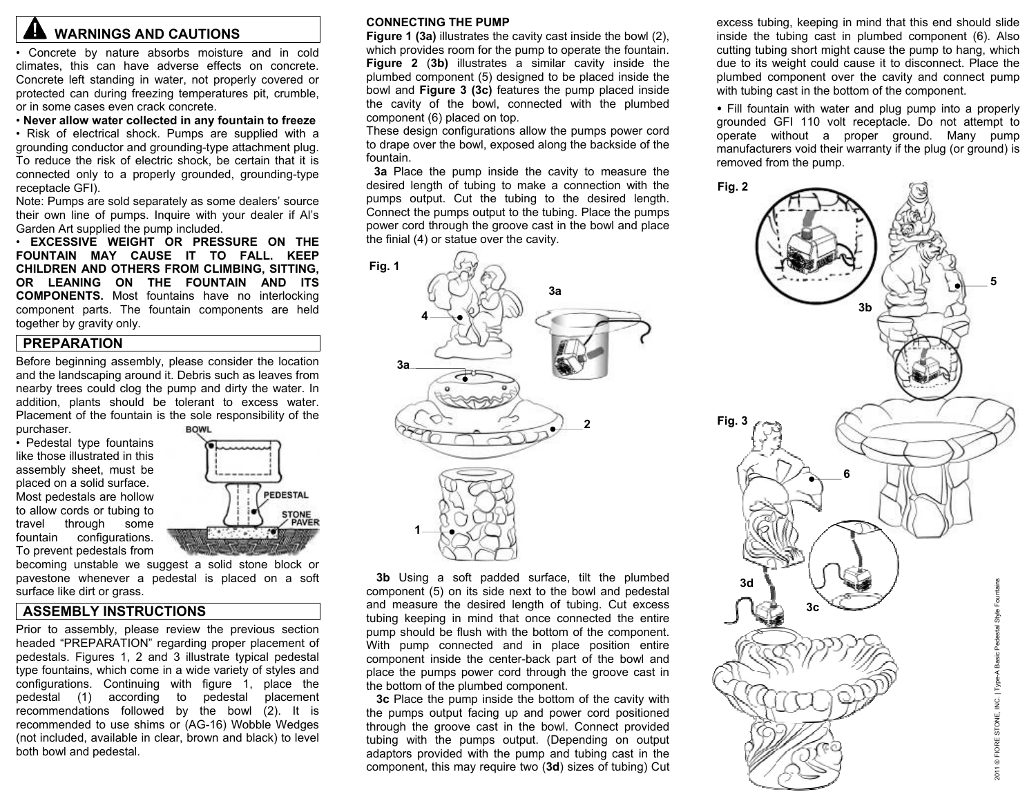## ⚠ WARNINGS AND CAUTIONS

• Concrete by nature absorbs moisture and in cold climates, this can have adverse effects on concrete. Concrete left standing in water, not properly covered or protected can during freezing temperatures pit, crumble, or in some cases even crack concrete.

• **Never allow water collected in any fountain to freeze**

• Risk of electrical shock. Pumps are supplied with a grounding conductor and grounding-type attachment plug. To reduce the risk of electric shock, be certain that it is connected only to a properly grounded, grounding-type receptacle GFI).

Note: Pumps are sold separately as some dealers' source their own line of pumps. Inquire with your dealer if Al's Garden Art supplied the pump included.

• **EXCESSIVE WEIGHT OR PRESSURE ON THE FOUNTAIN MAY CAUSE IT TO FALL. KEEP CHILDREN AND OTHERS FROM CLIMBING, SITTING, OR LEANING ON THE FOUNTAIN AND ITS COMPONENTS.** Most fountains have no interlocking component parts. The fountain components are held together by gravity only.

## PREPARATION

Before beginning assembly, please consider the location and the landscaping around it. Debris such as leaves from nearby trees could clog the pump and dirty the water. In addition, plants should be tolerant to excess water. Placement of the fountain is the sole responsibility of the purchaser.

• Pedestal type fountains like those illustrated in this assembly sheet, must be placed on a solid surface. Most pedestals are hollow to allow cords or tubing to travel through some fountain configurations. To prevent pedestals from becoming unstable we suggest a solid stone block or pavestone whenever a pedestal is placed on a soft surface like dirt or grass.

BOWL

PEDESTAL

STONE PAVER

## ASSEMBLY INSTRUCTIONS

Prior to assembly, please review the previous section headed "PREPARATION" regarding proper placement of pedestals. Figures 1, 2 and 3 illustrate typical pedestal type fountains, which come in a wide variety of styles and configurations. Continuing with figure 1, place the pedestal (1) according to pedestal placement recommendations followed by the bowl (2). It is recommended to use shims or (AG-16) Wobble Wedges (not included, available in clear, brown and black) to level both bowl and pedestal.

**CONNECTING THE PUMP**

**Figure 1 (3a)** illustrates the cavity cast inside the bowl (2), which provides room for the pump to operate the fountain. **Figure 2** (**3b)** illustrates a similar cavity inside the plumbed component (5) designed to be placed inside the bowl and **Figure 3 (3c)** features the pump placed inside the cavity of the bowl, connected with the plumbed component (6) placed on top.

These design configurations allow the pumps power cord to drape over the bowl, exposed along the backside of the fountain.

**3a** Place the pump inside the cavity to measure the desired length of tubing to make a connection with the pumps output. Cut the tubing to the desired length. Connect the pumps output to the tubing. Place the pumps power cord through the groove cast in the bowl and place the finial (4) or statue over the cavity.

Fig. 1

4

3a

3a

2

1

**3b** Using a soft padded surface, tilt the plumbed component (5) on its side next to the bowl and pedestal and measure the desired length of tubing. Cut excess tubing keeping in mind that once connected the entire pump should be flush with the bottom of the component. With pump connected and in place position entire component inside the center-back part of the bowl and place the pumps power cord through the groove cast in the bottom of the plumbed component.

**3c** Place the pump inside the bottom of the cavity with the pumps output facing up and power cord positioned through the groove cast in the bowl. Connect provided tubing with the pumps output. (Depending on output adaptors provided with the pump and tubing cast in the component, this may require two (**3d**) sizes of tubing) Cut excess tubing, keeping in mind that this end should slide inside the tubing cast in plumbed component (6). Also cutting tubing short might cause the pump to hang, which due to its weight could cause it to disconnect. Place the plumbed component over the cavity and connect pump with tubing cast in the bottom of the component.

• Fill fountain with water and plug pump into a properly grounded GFI 110 volt receptacle. Do not attempt to operate without a proper ground. Many pump manufacturers void their warranty if the plug (or ground) is removed from the pump.

Fig. 2

5

3b

Fig. 3

6

3d

3c

2011 © FIORE STONE, INC. | Type-A Basic Pedestal Style Fountains